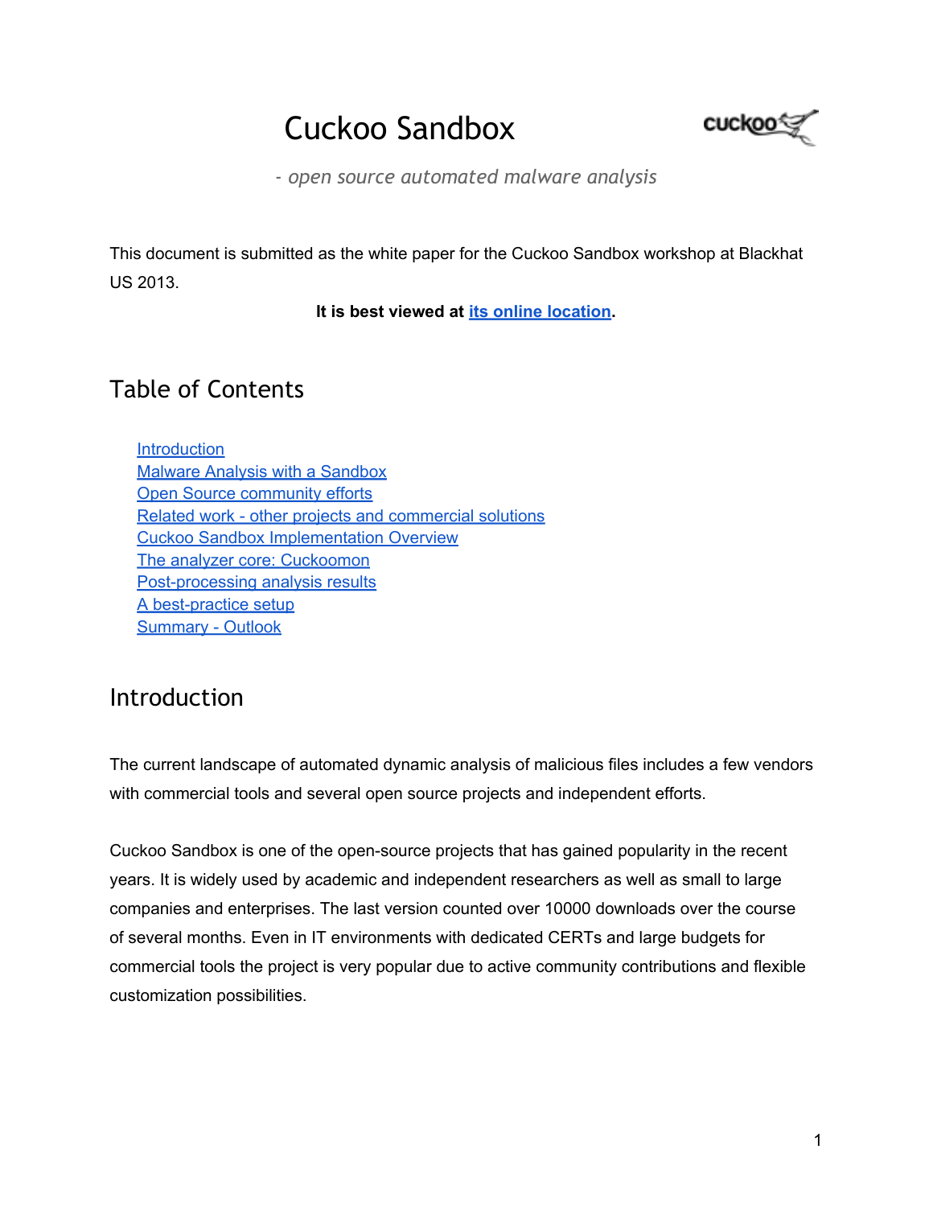# Cuckoo Sandbox

*- open source automated malware analysis*

This document is submitted as the white paper for the Cuckoo Sandbox workshop at Blackhat US 2013.

**It is best viewed at its online location.**

## Table of Contents

- Introduction
- Malware Analysis with a Sandbox
- Open Source community efforts
- Related work - other projects and commercial solutions
- Cuckoo Sandbox Implementation Overview
- The analyzer core: Cuckoomon
- Post-processing analysis results
- A best-practice setup
- Summary - Outlook

## Introduction

The current landscape of automated dynamic analysis of malicious files includes a few vendors with commercial tools and several open source projects and independent efforts.

Cuckoo Sandbox is one of the open-source projects that has gained popularity in the recent years. It is widely used by academic and independent researchers as well as small to large companies and enterprises. The last version counted over 10000 downloads over the course of several months. Even in IT environments with dedicated CERTs and large budgets for commercial tools the project is very popular due to active community contributions and flexible customization possibilities.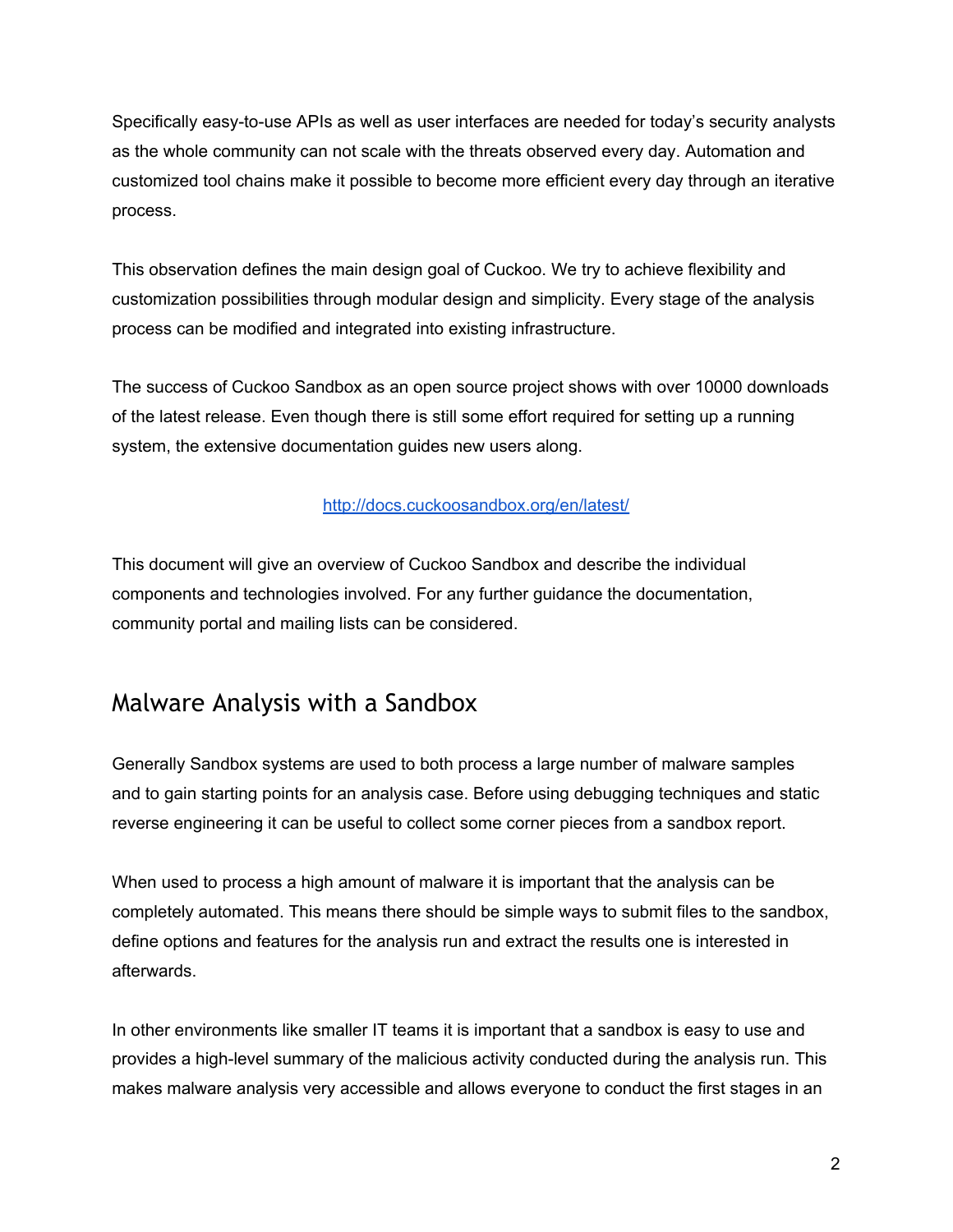Specifically easy-to-use APIs as well as user interfaces are needed for today's security analysts as the whole community can not scale with the threats observed every day. Automation and customized tool chains make it possible to become more efficient every day through an iterative process.

This observation defines the main design goal of Cuckoo. We try to achieve flexibility and customization possibilities through modular design and simplicity. Every stage of the analysis process can be modified and integrated into existing infrastructure.

The success of Cuckoo Sandbox as an open source project shows with over 10000 downloads of the latest release. Even though there is still some effort required for setting up a running system, the extensive documentation guides new users along.

[http://docs.cuckoosandbox.org/en/latest/](http://docs.cuckoosandbox.org/en/latest/)

This document will give an overview of Cuckoo Sandbox and describe the individual components and technologies involved. For any further guidance the documentation, community portal and mailing lists can be considered.

## Malware Analysis with a Sandbox

Generally Sandbox systems are used to both process a large number of malware samples and to gain starting points for an analysis case. Before using debugging techniques and static reverse engineering it can be useful to collect some corner pieces from a sandbox report.

When used to process a high amount of malware it is important that the analysis can be completely automated. This means there should be simple ways to submit files to the sandbox, define options and features for the analysis run and extract the results one is interested in afterwards.

In other environments like smaller IT teams it is important that a sandbox is easy to use and provides a high-level summary of the malicious activity conducted during the analysis run. This makes malware analysis very accessible and allows everyone to conduct the first stages in an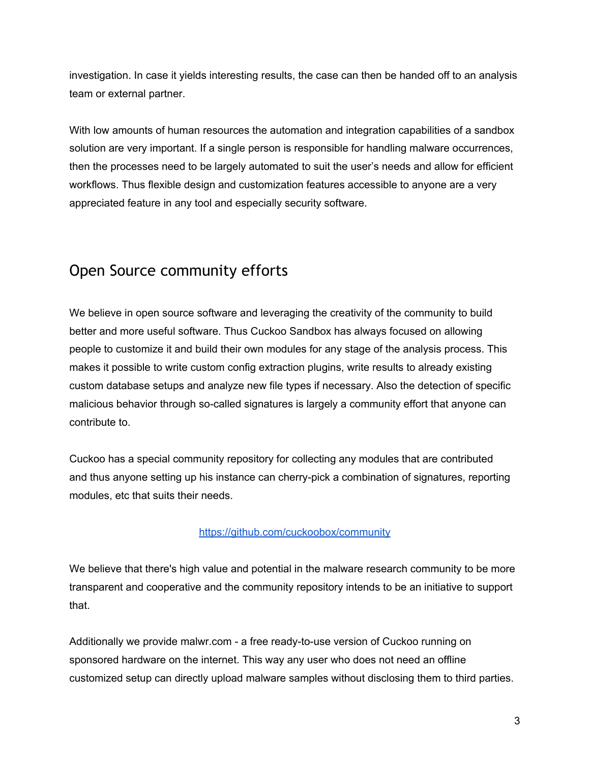investigation. In case it yields interesting results, the case can then be handed off to an analysis team or external partner.

With low amounts of human resources the automation and integration capabilities of a sandbox solution are very important. If a single person is responsible for handling malware occurrences, then the processes need to be largely automated to suit the user's needs and allow for efficient workflows. Thus flexible design and customization features accessible to anyone are a very appreciated feature in any tool and especially security software.

## Open Source community efforts

We believe in open source software and leveraging the creativity of the community to build better and more useful software. Thus Cuckoo Sandbox has always focused on allowing people to customize it and build their own modules for any stage of the analysis process. This makes it possible to write custom config extraction plugins, write results to already existing custom database setups and analyze new file types if necessary. Also the detection of specific malicious behavior through so-called signatures is largely a community effort that anyone can contribute to.

Cuckoo has a special community repository for collecting any modules that are contributed and thus anyone setting up his instance can cherry-pick a combination of signatures, reporting modules, etc that suits their needs.

https://github.com/cuckoobox/community

We believe that there's high value and potential in the malware research community to be more transparent and cooperative and the community repository intends to be an initiative to support that.

Additionally we provide malwr.com - a free ready-to-use version of Cuckoo running on sponsored hardware on the internet. This way any user who does not need an offline customized setup can directly upload malware samples without disclosing them to third parties.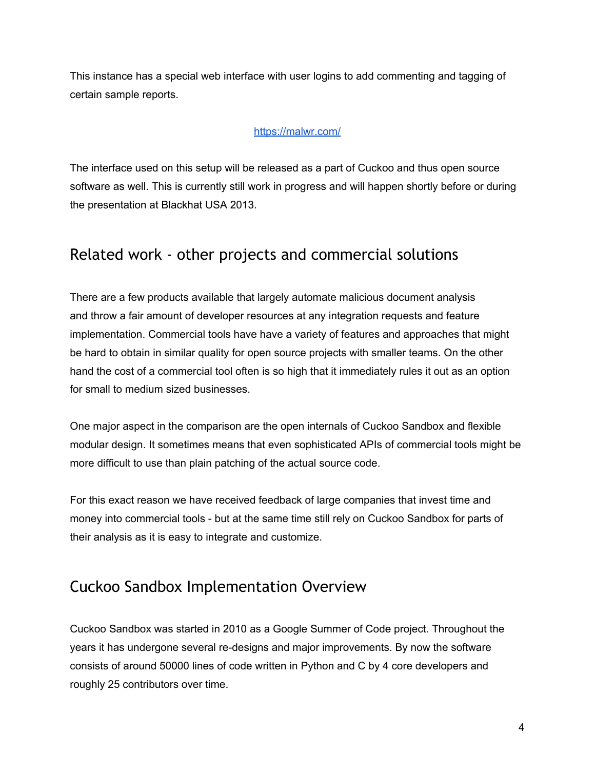This instance has a special web interface with user logins to add commenting and tagging of certain sample reports.

https://malwr.com/

The interface used on this setup will be released as a part of Cuckoo and thus open source software as well. This is currently still work in progress and will happen shortly before or during the presentation at Blackhat USA 2013.

## Related work - other projects and commercial solutions

There are a few products available that largely automate malicious document analysis and throw a fair amount of developer resources at any integration requests and feature implementation. Commercial tools have have a variety of features and approaches that might be hard to obtain in similar quality for open source projects with smaller teams. On the other hand the cost of a commercial tool often is so high that it immediately rules it out as an option for small to medium sized businesses.

One major aspect in the comparison are the open internals of Cuckoo Sandbox and flexible modular design. It sometimes means that even sophisticated APIs of commercial tools might be more difficult to use than plain patching of the actual source code.

For this exact reason we have received feedback of large companies that invest time and money into commercial tools - but at the same time still rely on Cuckoo Sandbox for parts of their analysis as it is easy to integrate and customize.

## Cuckoo Sandbox Implementation Overview

Cuckoo Sandbox was started in 2010 as a Google Summer of Code project. Throughout the years it has undergone several re-designs and major improvements. By now the software consists of around 50000 lines of code written in Python and C by 4 core developers and roughly 25 contributors over time.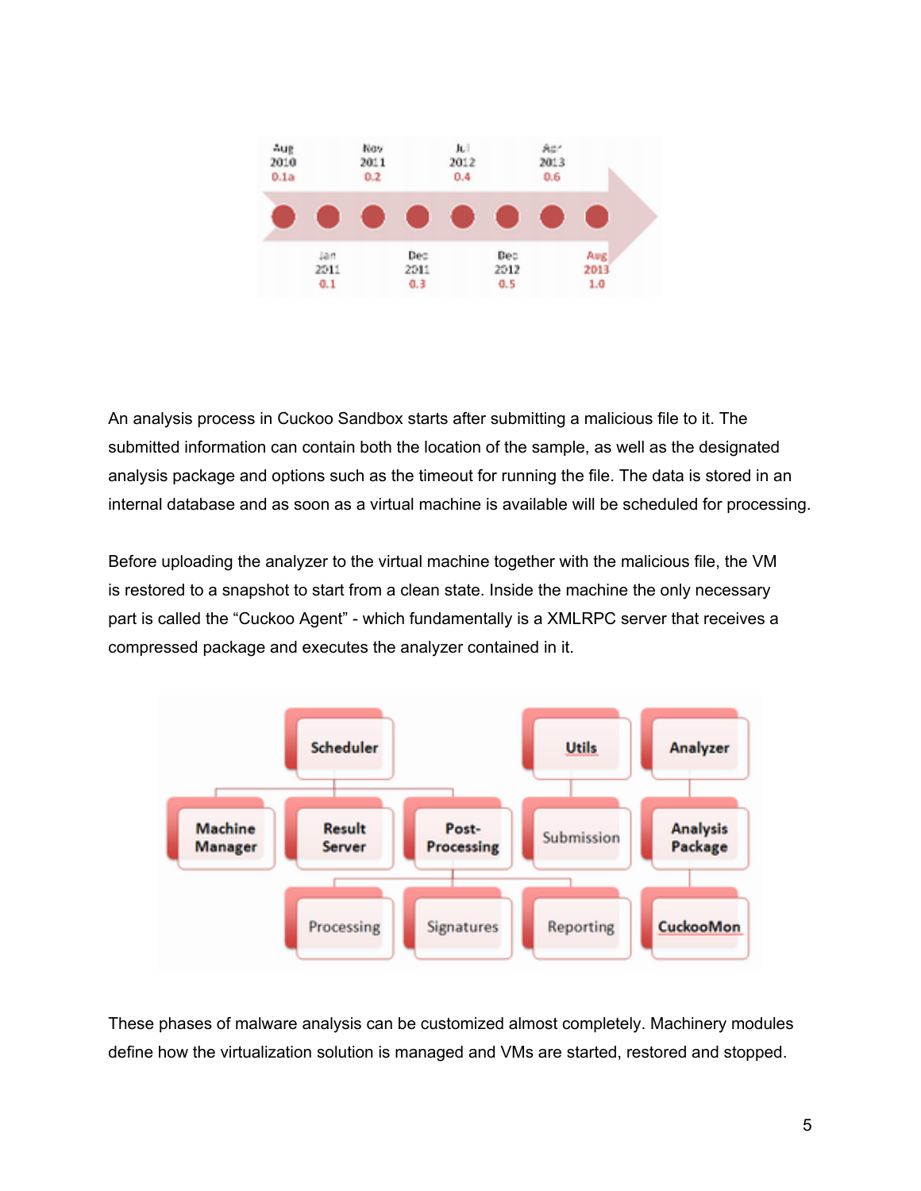An analysis process in Cuckoo Sandbox starts after submitting a malicious file to it. The submitted information can contain both the location of the sample, as well as the designated analysis package and options such as the timeout for running the file. The data is stored in an internal database and as soon as a virtual machine is available will be scheduled for processing.

Before uploading the analyzer to the virtual machine together with the malicious file, the VM is restored to a snapshot to start from a clean state. Inside the machine the only necessary part is called the "Cuckoo Agent" - which fundamentally is a XMLRPC server that receives a compressed package and executes the analyzer contained in it.

These phases of malware analysis can be customized almost completely. Machinery modules define how the virtualization solution is managed and VMs are started, restored and stopped.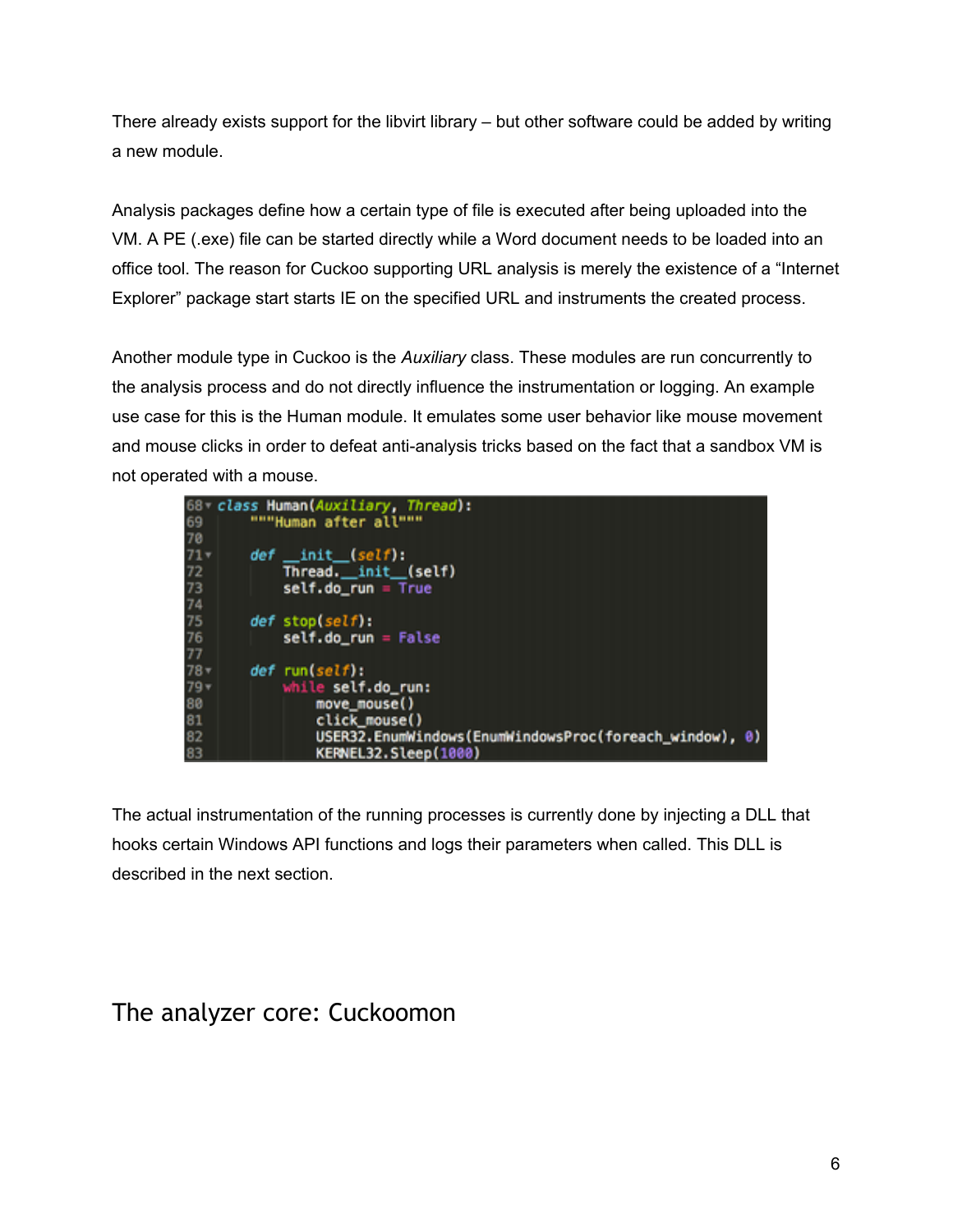There already exists support for the libvirt library – but other software could be added by writing a new module.

Analysis packages define how a certain type of file is executed after being uploaded into the VM. A PE (.exe) file can be started directly while a Word document needs to be loaded into an office tool. The reason for Cuckoo supporting URL analysis is merely the existence of a “Internet Explorer” package start starts IE on the specified URL and instruments the created process.

Another module type in Cuckoo is the *Auxiliary* class. These modules are run concurrently to the analysis process and do not directly influence the instrumentation or logging. An example use case for this is the Human module. It emulates some user behavior like mouse movement and mouse clicks in order to defeat anti-analysis tricks based on the fact that a sandbox VM is not operated with a mouse.

```
68 class Human(Auxiliary, Thread):
69     """Human after all"""
70 
71     def __init__(self):
72         Thread.__init__(self)
73         self.do_run = True
74 
75     def stop(self):
76         self.do_run = False
77 
78     def run(self):
79         while self.do_run:
80             move_mouse()
81             click_mouse()
82             USER32.EnumWindows(EnumWindowsProc(foreach_window), 0)
83             KERNEL32.Sleep(1000)
```

The actual instrumentation of the running processes is currently done by injecting a DLL that hooks certain Windows API functions and logs their parameters when called. This DLL is described in the next section.

## The analyzer core: Cuckoomon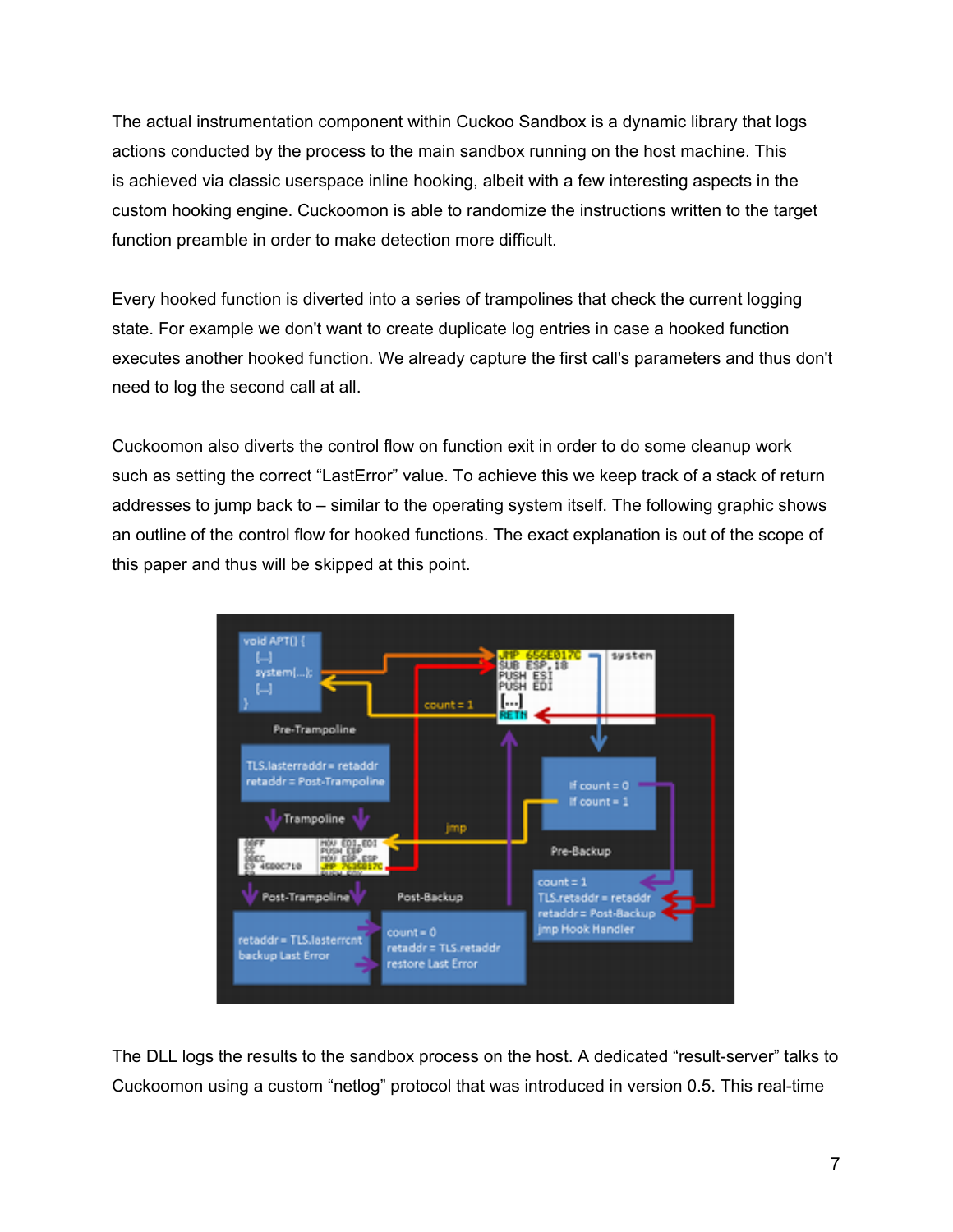The actual instrumentation component within Cuckoo Sandbox is a dynamic library that logs actions conducted by the process to the main sandbox running on the host machine. This is achieved via classic userspace inline hooking, albeit with a few interesting aspects in the custom hooking engine. Cuckoomon is able to randomize the instructions written to the target function preamble in order to make detection more difficult.

Every hooked function is diverted into a series of trampolines that check the current logging state. For example we don't want to create duplicate log entries in case a hooked function executes another hooked function. We already capture the first call's parameters and thus don't need to log the second call at all.

Cuckoomon also diverts the control flow on function exit in order to do some cleanup work such as setting the correct "LastError" value. To achieve this we keep track of a stack of return addresses to jump back to – similar to the operating system itself. The following graphic shows an outline of the control flow for hooked functions. The exact explanation is out of the scope of this paper and thus will be skipped at this point.

The DLL logs the results to the sandbox process on the host. A dedicated "result-server" talks to Cuckoomon using a custom "netlog" protocol that was introduced in version 0.5. This real-time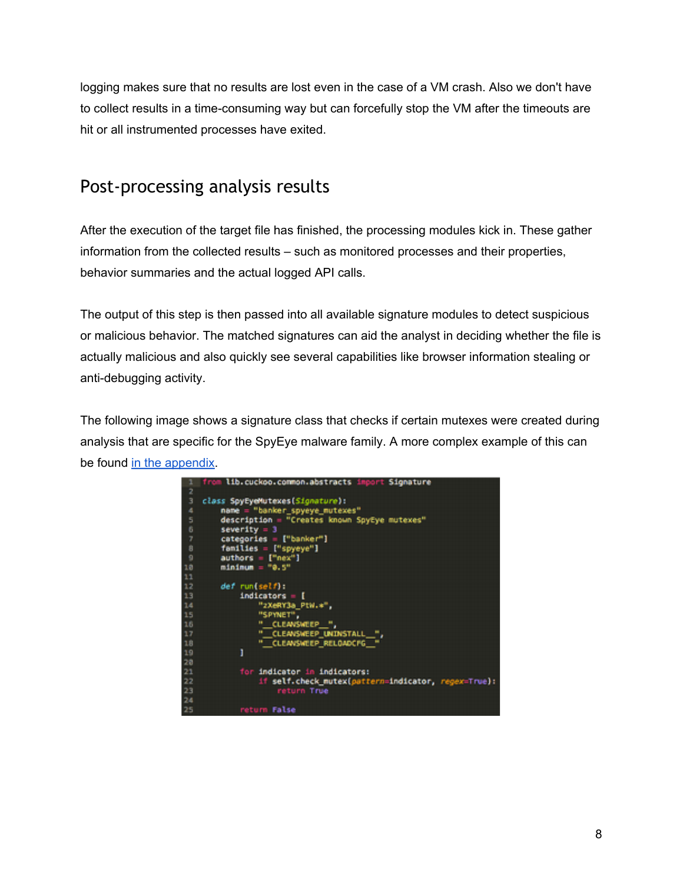logging makes sure that no results are lost even in the case of a VM crash. Also we don't have to collect results in a time-consuming way but can forcefully stop the VM after the timeouts are hit or all instrumented processes have exited.

## Post-processing analysis results

After the execution of the target file has finished, the processing modules kick in. These gather information from the collected results – such as monitored processes and their properties, behavior summaries and the actual logged API calls.

The output of this step is then passed into all available signature modules to detect suspicious or malicious behavior. The matched signatures can aid the analyst in deciding whether the file is actually malicious and also quickly see several capabilities like browser information stealing or anti-debugging activity.

The following image shows a signature class that checks if certain mutexes were created during analysis that are specific for the SpyEye malware family. A more complex example of this can be found [in the appendix](#).

```python
from lib.cuckoo.common.abstracts import Signature

class SpyEyeMutexes(Signature):
    name = "banker_spyeye_mutexes"
    description = "Creates known SpyEye mutexes"
    severity = 3
    categories = ["banker"]
    families = ["spyeye"]
    authors = ["nex"]
    minimum = "0.5"

    def run(self):
        indicators = [
            "zXeRY3a_PtW.*",
            "SPYNET",
            "__CLEANSWEEP__",
            "__CLEANSWEEP_UNINSTALL__",
            "__CLEANSWEEP_RELOADCFG__"
        ]

        for indicator in indicators:
            if self.check_mutex(pattern=indicator, regex=True):
                return True

        return False
```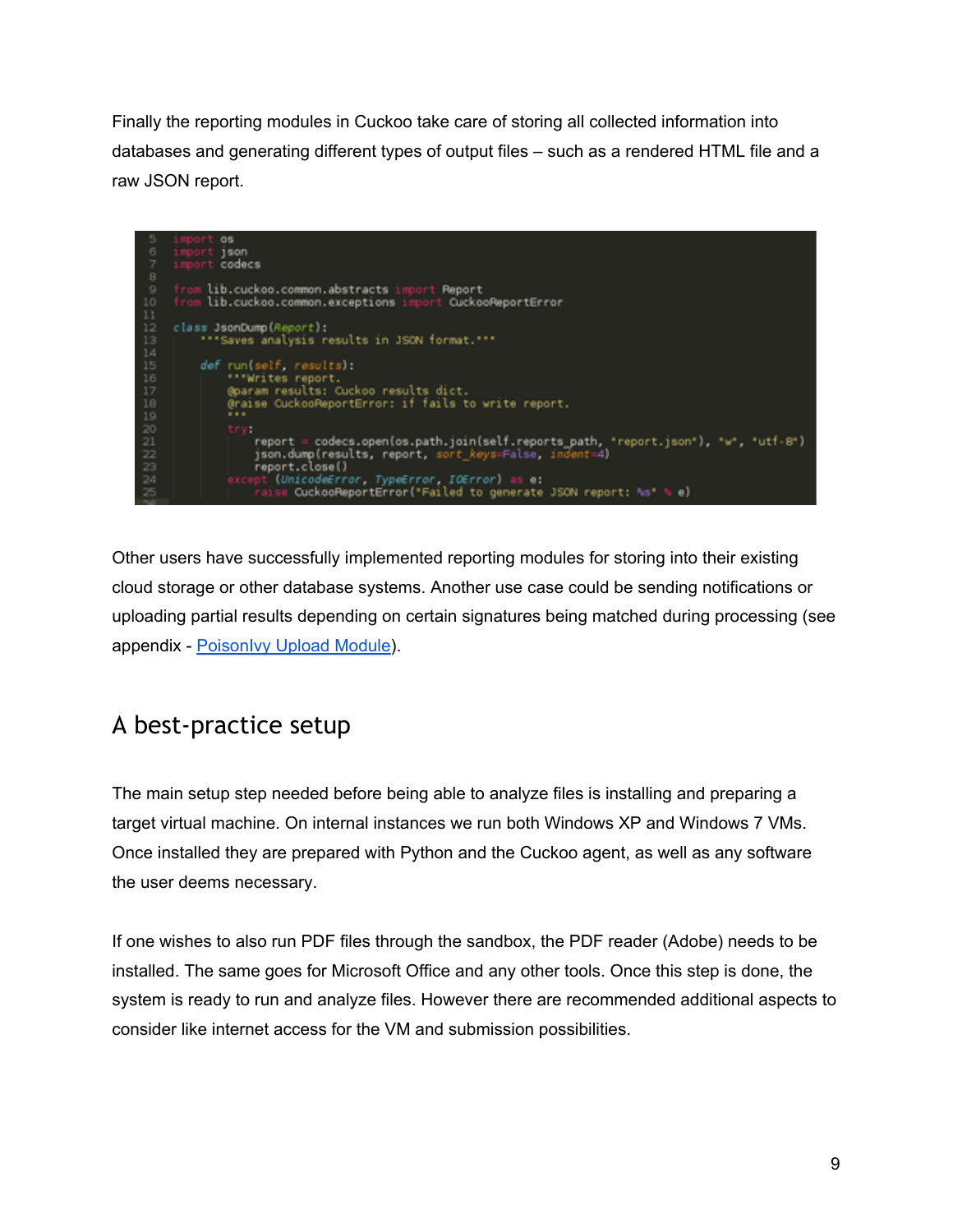Finally the reporting modules in Cuckoo take care of storing all collected information into databases and generating different types of output files – such as a rendered HTML file and a raw JSON report.

```python
import os
import json
import codecs

from lib.cuckoo.common.abstracts import Report
from lib.cuckoo.common.exceptions import CuckooReportError

class JsonDump(Report):
    """Saves analysis results in JSON format."""

    def run(self, results):
        """Writes report.
        @param results: Cuckoo results dict.
        @raise CuckooReportError: if fails to write report.
        """
        try:
            report = codecs.open(os.path.join(self.reports_path, "report.json"), "w", "utf-8")
            json.dump(results, report, sort_keys=False, indent=4)
            report.close()
        except (UnicodeError, TypeError, IOError) as e:
            raise CuckooReportError("Failed to generate JSON report: %s" % e)
```

Other users have successfully implemented reporting modules for storing into their existing cloud storage or other database systems. Another use case could be sending notifications or uploading partial results depending on certain signatures being matched during processing (see appendix - PoisonIvy Upload Module).

## A best-practice setup

The main setup step needed before being able to analyze files is installing and preparing a target virtual machine. On internal instances we run both Windows XP and Windows 7 VMs. Once installed they are prepared with Python and the Cuckoo agent, as well as any software the user deems necessary.

If one wishes to also run PDF files through the sandbox, the PDF reader (Adobe) needs to be installed. The same goes for Microsoft Office and any other tools. Once this step is done, the system is ready to run and analyze files. However there are recommended additional aspects to consider like internet access for the VM and submission possibilities.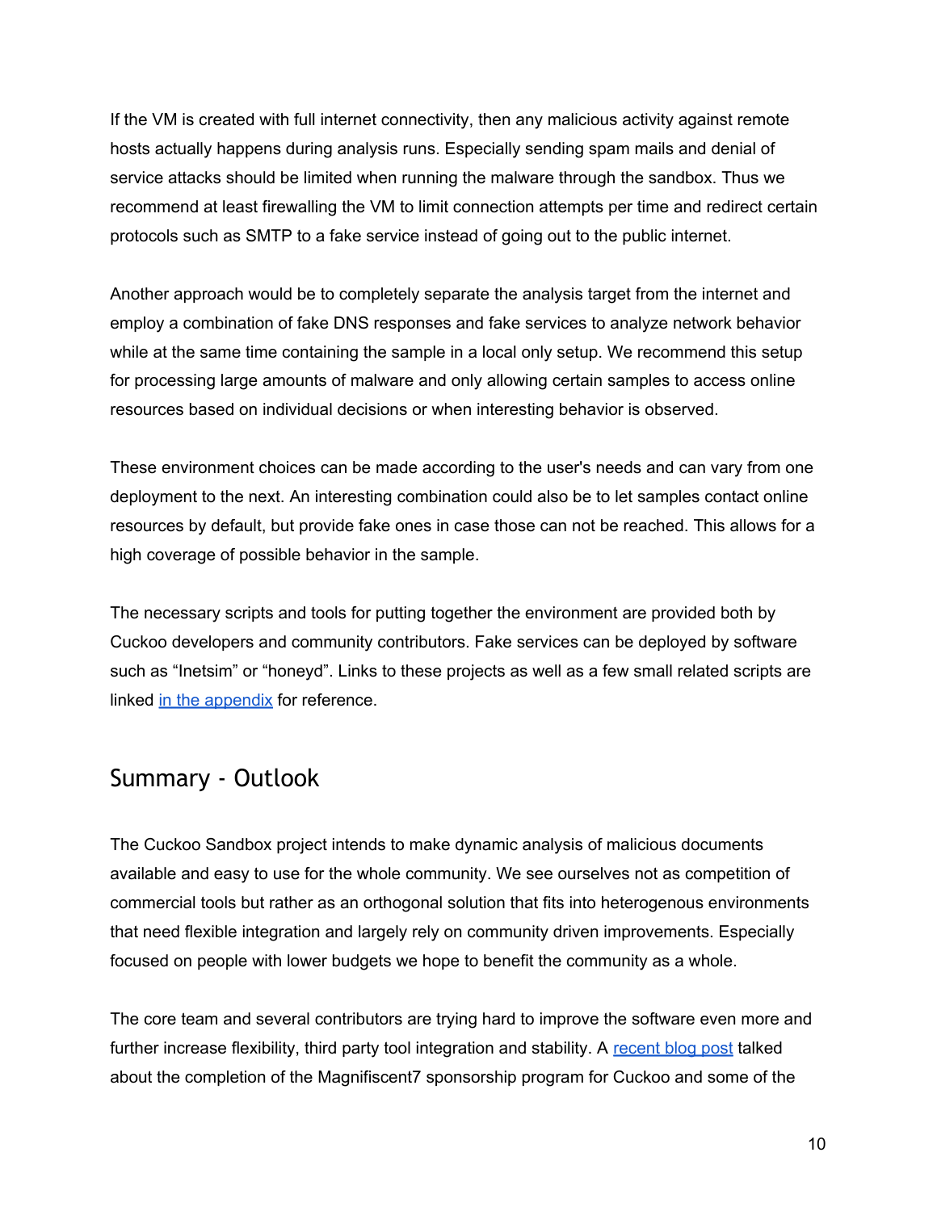If the VM is created with full internet connectivity, then any malicious activity against remote hosts actually happens during analysis runs. Especially sending spam mails and denial of service attacks should be limited when running the malware through the sandbox. Thus we recommend at least firewalling the VM to limit connection attempts per time and redirect certain protocols such as SMTP to a fake service instead of going out to the public internet.

Another approach would be to completely separate the analysis target from the internet and employ a combination of fake DNS responses and fake services to analyze network behavior while at the same time containing the sample in a local only setup. We recommend this setup for processing large amounts of malware and only allowing certain samples to access online resources based on individual decisions or when interesting behavior is observed.

These environment choices can be made according to the user's needs and can vary from one deployment to the next. An interesting combination could also be to let samples contact online resources by default, but provide fake ones in case those can not be reached. This allows for a high coverage of possible behavior in the sample.

The necessary scripts and tools for putting together the environment are provided both by Cuckoo developers and community contributors. Fake services can be deployed by software such as "Inetsim" or "honeyd". Links to these projects as well as a few small related scripts are linked in the appendix for reference.

## Summary - Outlook

The Cuckoo Sandbox project intends to make dynamic analysis of malicious documents available and easy to use for the whole community. We see ourselves not as competition of commercial tools but rather as an orthogonal solution that fits into heterogenous environments that need flexible integration and largely rely on community driven improvements. Especially focused on people with lower budgets we hope to benefit the community as a whole.

The core team and several contributors are trying hard to improve the software even more and further increase flexibility, third party tool integration and stability. A recent blog post talked about the completion of the Magnifiscent7 sponsorship program for Cuckoo and some of the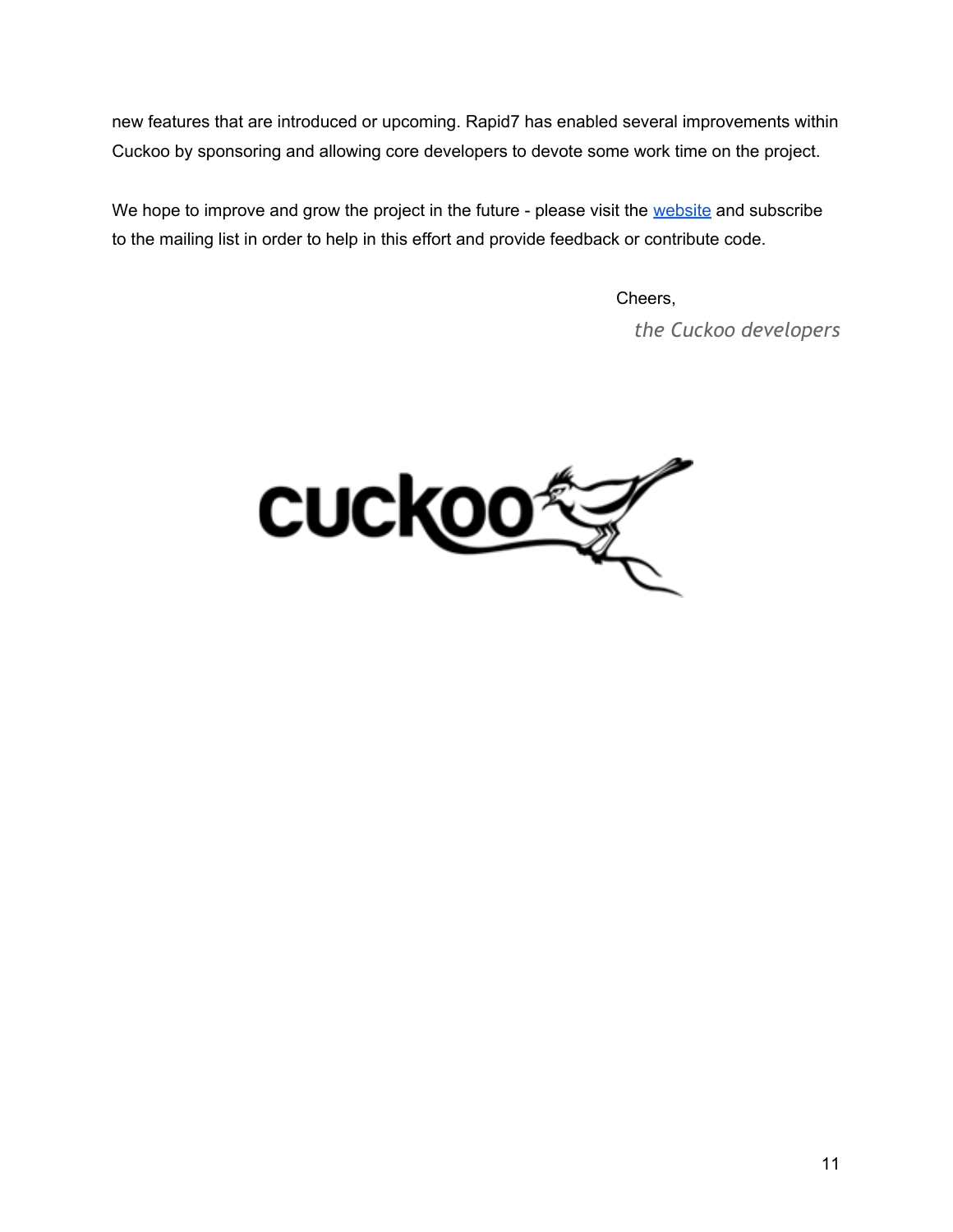new features that are introduced or upcoming. Rapid7 has enabled several improvements within Cuckoo by sponsoring and allowing core developers to devote some work time on the project.

We hope to improve and grow the project in the future - please visit the [website]() and subscribe to the mailing list in order to help in this effort and provide feedback or contribute code.

Cheers,

*the Cuckoo developers*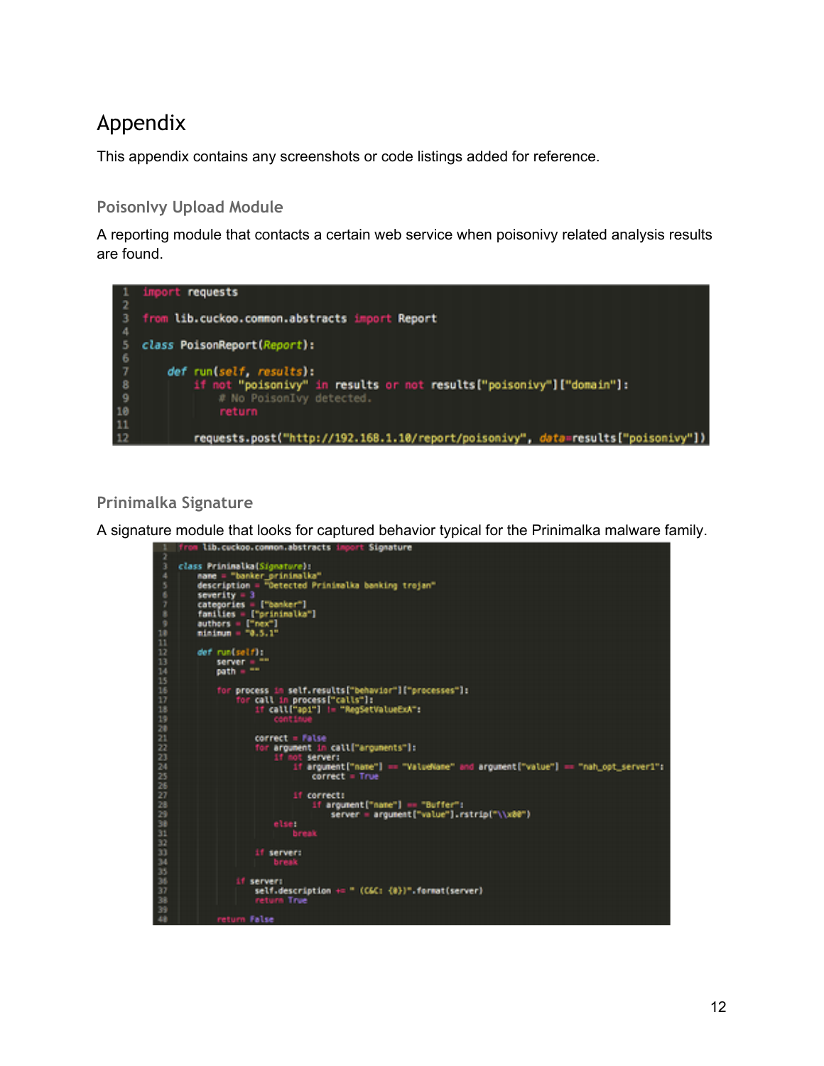# Appendix

This appendix contains any screenshots or code listings added for reference.

## PoisonIvy Upload Module

A reporting module that contacts a certain web service when poisonivy related analysis results are found.

```python
import requests

from lib.cuckoo.common.abstracts import Report

class PoisonReport(Report):

    def run(self, results):
        if not "poisonivy" in results or not results["poisonivy"]["domain"]:
            # No PoisonIvy detected.
            return

        requests.post("http://192.168.1.10/report/poisonivy", data=results["poisonivy"])
```

## Prinimalka Signature

A signature module that looks for captured behavior typical for the Prinimalka malware family.

```python
from lib.cuckoo.common.abstracts import Signature

class Prinimalka(Signature):
    name = "banker_prinimalka"
    description = "Detected Prinimalka banking trojan"
    severity = 3
    categories = ["banker"]
    families = ["prinimalka"]
    authors = ["nex"]
    minimum = "0.5.1"

    def run(self):
        server = ""
        path = ""

        for process in self.results["behavior"]["processes"]:
            for call in process["calls"]:
                if call["api"] != "RegSetValueExA":
                    continue

                correct = False
                for argument in call["arguments"]:
                    if not server:
                        if argument["name"] == "ValueName" and argument["value"] == "nah_opt_server1":
                            correct = True

                    if correct:
                        if argument["name"] == "Buffer":
                            server = argument["value"].rstrip("\\x00")
                    else:
                        break

                if server:
                    break

            if server:
                self.description += " (C&C: {0})".format(server)
                return True

        return False
```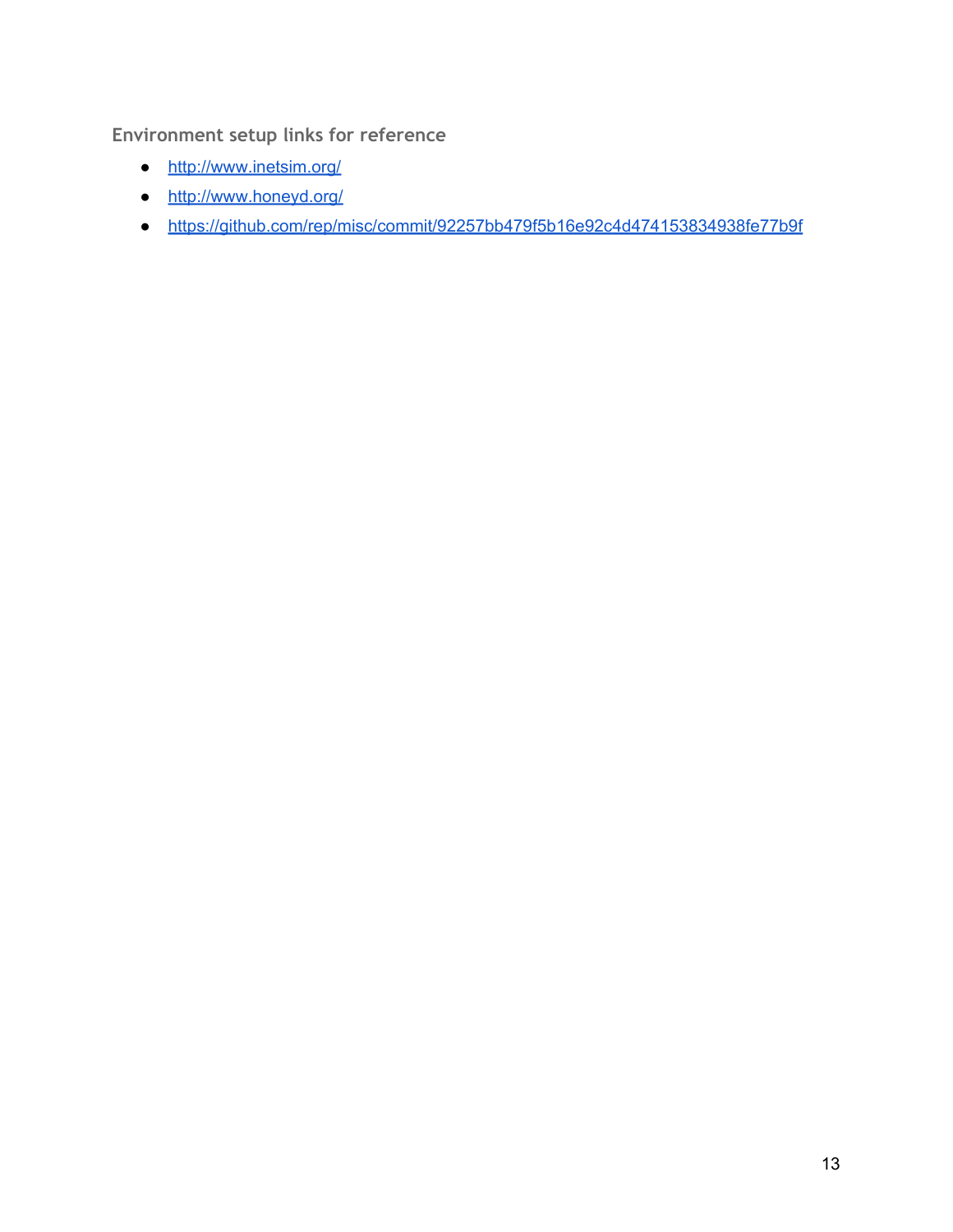### Environment setup links for reference

- http://www.inetsim.org/
- http://www.honeyd.org/
- https://github.com/rep/misc/commit/92257bb479f5b16e92c4d474153834938fe77b9f